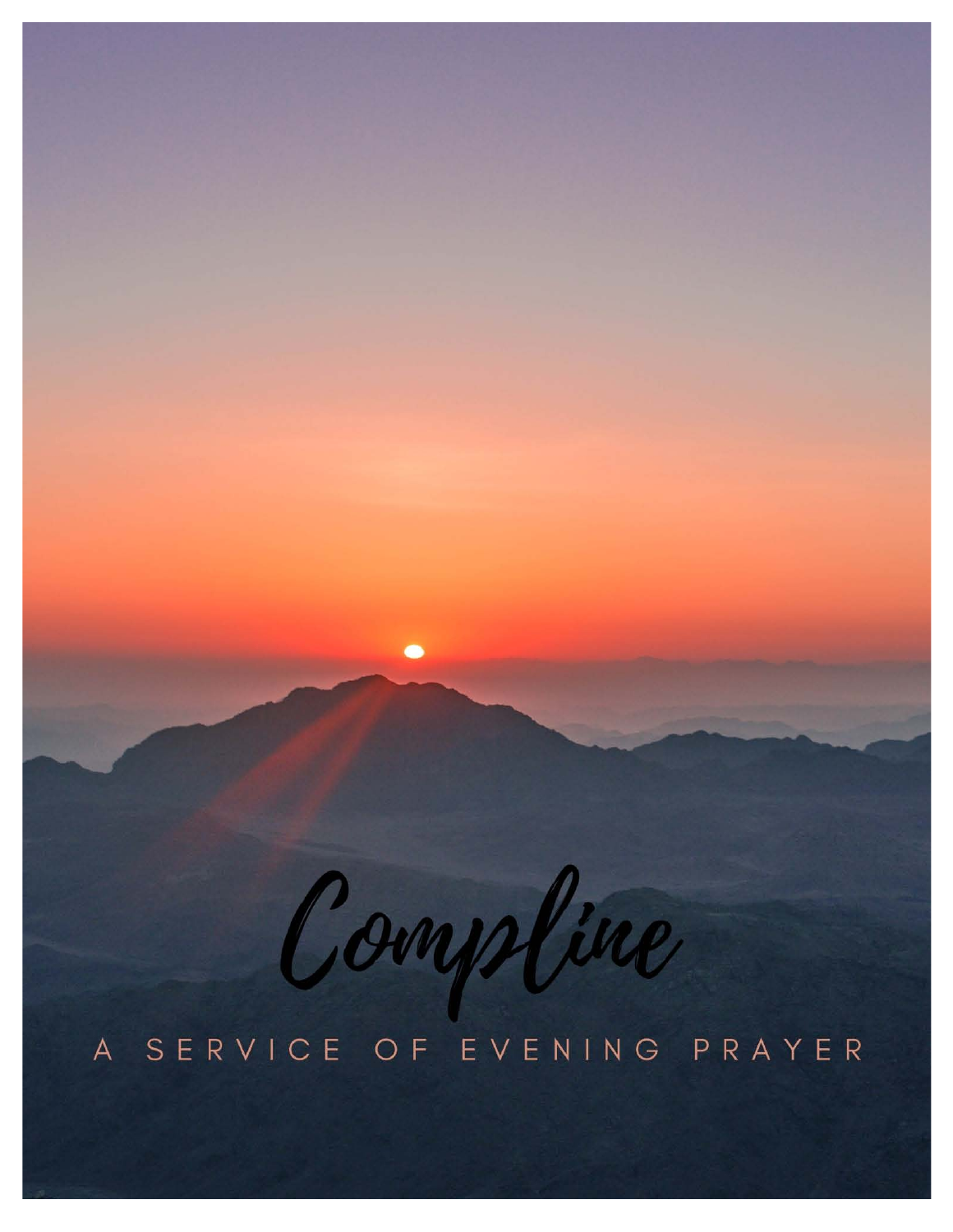# Compline

A SERVICE OF EVENING PRAYER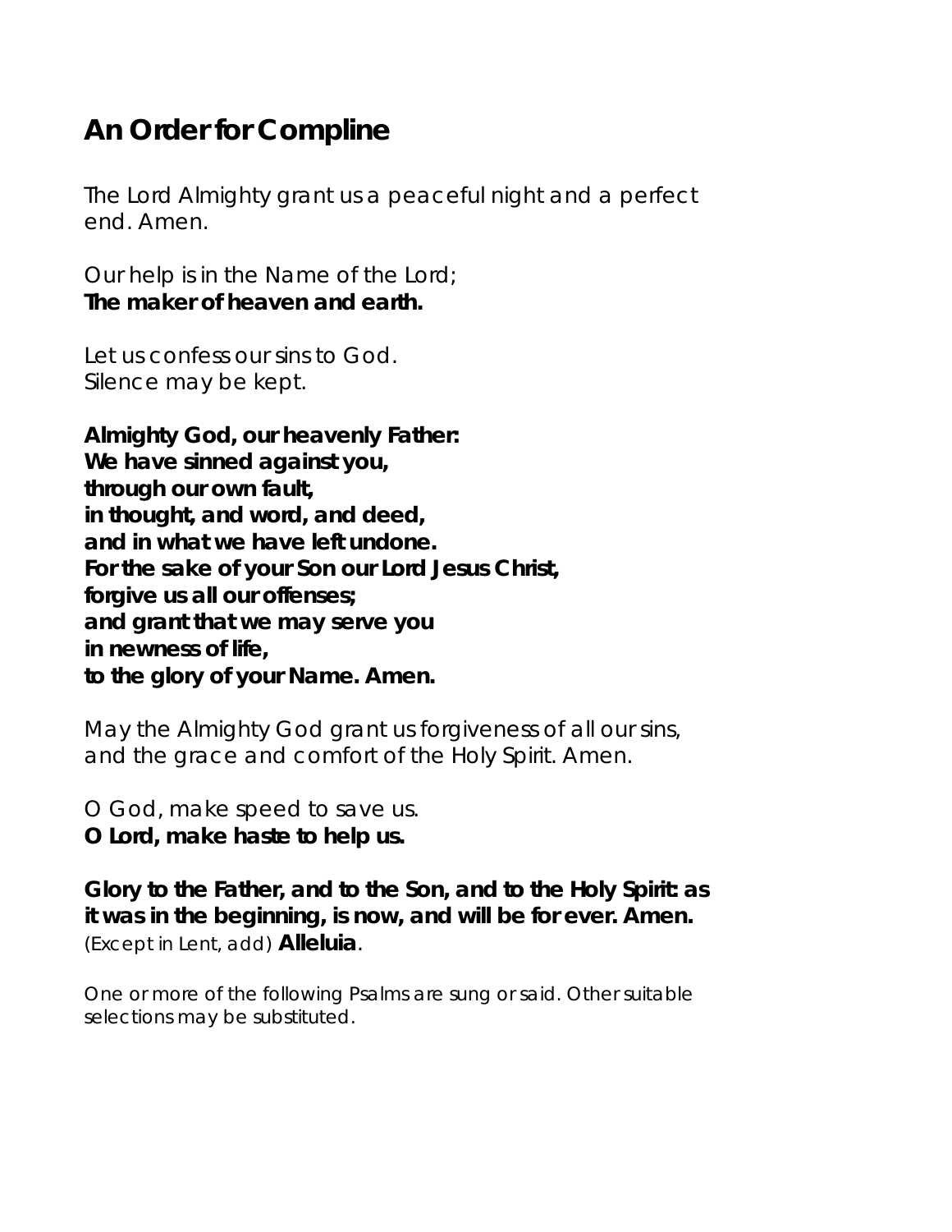# An Order for Compline

The Lord Almighty grant us a peaceful night and a perfect end. Amen.

Our help is in the Name of the Lord;
**The maker of heaven and earth.**

Let us confess our sins to God.
*Silence may be kept.*

**Almighty God, our heavenly Father:**
**We have sinned against you,**
**through our own fault,**
**in thought, and word, and deed,**
**and in what we have left undone.**
**For the sake of your Son our Lord Jesus Christ,**
**forgive us all our offenses;**
**and grant that we may serve you**
**in newness of life,**
**to the glory of your Name. Amen.**

May the Almighty God grant us forgiveness of all our sins, and the grace and comfort of the Holy Spirit. Amen.

O God, make speed to save us.
**O Lord, make haste to help us.**

**Glory to the Father, and to the Son, and to the Holy Spirit: as it was in the beginning, is now, and will be for ever. Amen.**
*(Except in Lent, add)* **Alleluia**.

*One or more of the following Psalms are sung or said. Other suitable selections may be substituted.*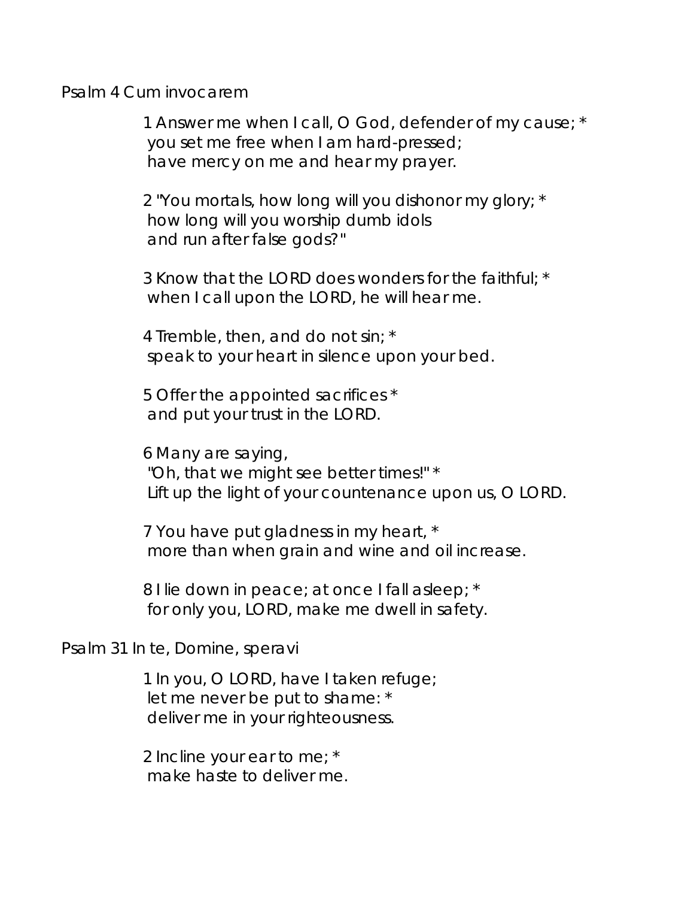Psalm 4 Cum invocarem

1 Answer me when I call, O God, defender of my cause; *
you set me free when I am hard-pressed;
have mercy on me and hear my prayer.

2 "You mortals, how long will you dishonor my glory; *
how long will you worship dumb idols
and run after false gods?"

3 Know that the LORD does wonders for the faithful; *
when I call upon the LORD, he will hear me.

4 Tremble, then, and do not sin; *
speak to your heart in silence upon your bed.

5 Offer the appointed sacrifices *
and put your trust in the LORD.

6 Many are saying,
"Oh, that we might see better times!" *
Lift up the light of your countenance upon us, O LORD.

7 You have put gladness in my heart, *
more than when grain and wine and oil increase.

8 I lie down in peace; at once I fall asleep; *
for only you, LORD, make me dwell in safety.

Psalm 31 In te, Domine, speravi

1 In you, O LORD, have I taken refuge;
let me never be put to shame: *
deliver me in your righteousness.

2 Incline your ear to me; *
make haste to deliver me.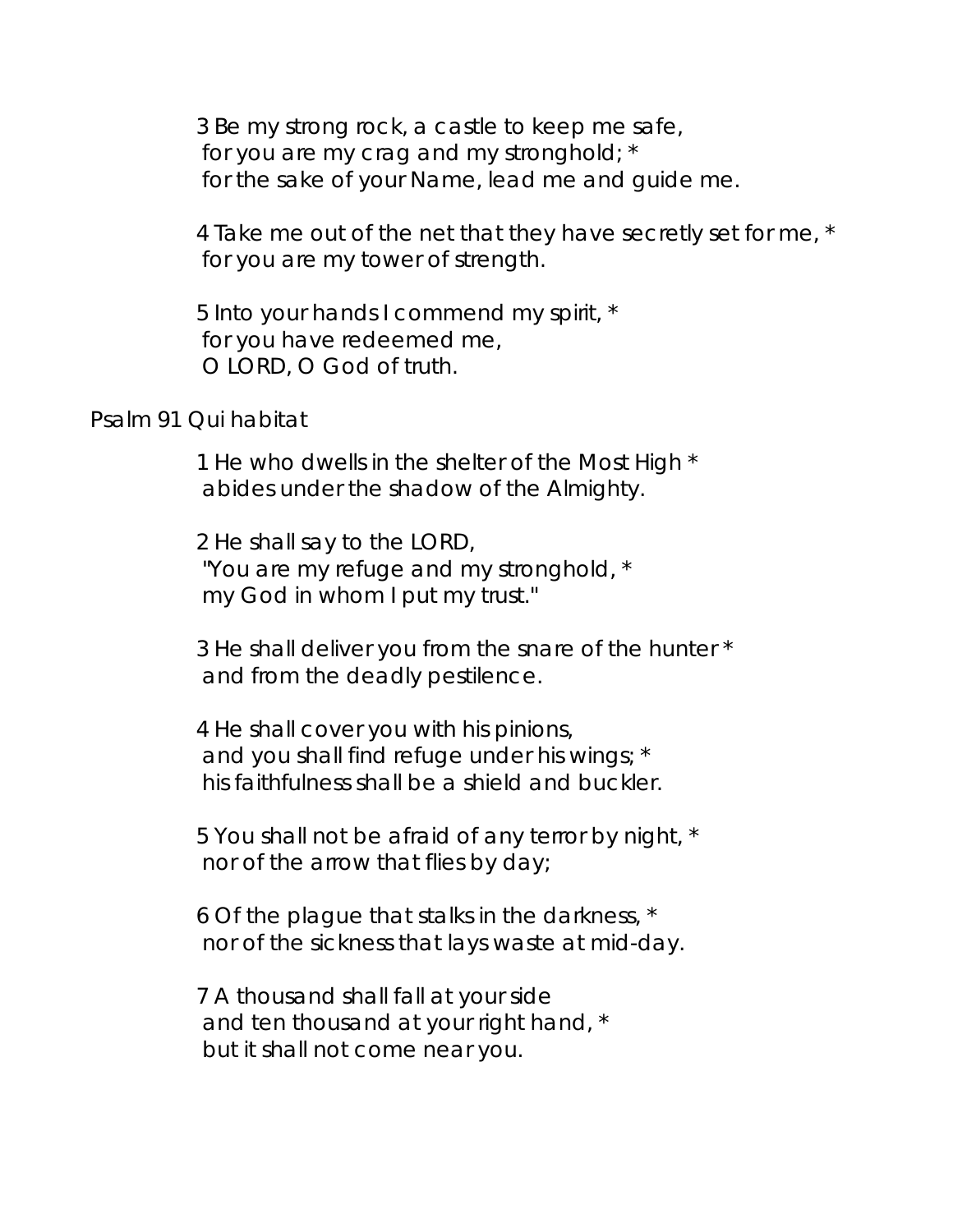3 Be my strong rock, a castle to keep me safe,
for you are my crag and my stronghold; *
for the sake of your Name, lead me and guide me.

4 Take me out of the net that they have secretly set for me, *
for you are my tower of strength.

5 Into your hands I commend my spirit, *
for you have redeemed me,
O LORD, O God of truth.

Psalm 91 Qui habitat

1 He who dwells in the shelter of the Most High *
abides under the shadow of the Almighty.

2 He shall say to the LORD,
"You are my refuge and my stronghold, *
my God in whom I put my trust."

3 He shall deliver you from the snare of the hunter *
and from the deadly pestilence.

4 He shall cover you with his pinions,
and you shall find refuge under his wings; *
his faithfulness shall be a shield and buckler.

5 You shall not be afraid of any terror by night, *
nor of the arrow that flies by day;

6 Of the plague that stalks in the darkness, *
nor of the sickness that lays waste at mid-day.

7 A thousand shall fall at your side
and ten thousand at your right hand, *
but it shall not come near you.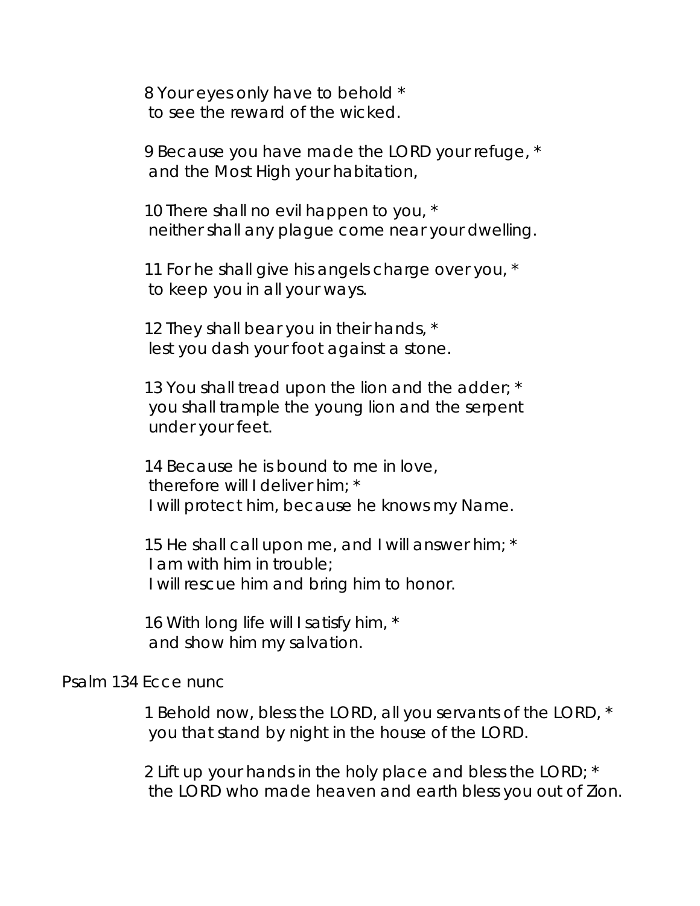8 Your eyes only have to behold *
to see the reward of the wicked.

9 Because you have made the LORD your refuge, *
and the Most High your habitation,

10 There shall no evil happen to you, *
neither shall any plague come near your dwelling.

11 For he shall give his angels charge over you, *
to keep you in all your ways.

12 They shall bear you in their hands, *
lest you dash your foot against a stone.

13 You shall tread upon the lion and the adder; *
you shall trample the young lion and the serpent
under your feet.

14 Because he is bound to me in love,
therefore will I deliver him; *
I will protect him, because he knows my Name.

15 He shall call upon me, and I will answer him; *
I am with him in trouble;
I will rescue him and bring him to honor.

16 With long life will I satisfy him, *
and show him my salvation.

Psalm 134 Ecce nunc

1 Behold now, bless the LORD, all you servants of the LORD, *
you that stand by night in the house of the LORD.

2 Lift up your hands in the holy place and bless the LORD; *
the LORD who made heaven and earth bless you out of Zion.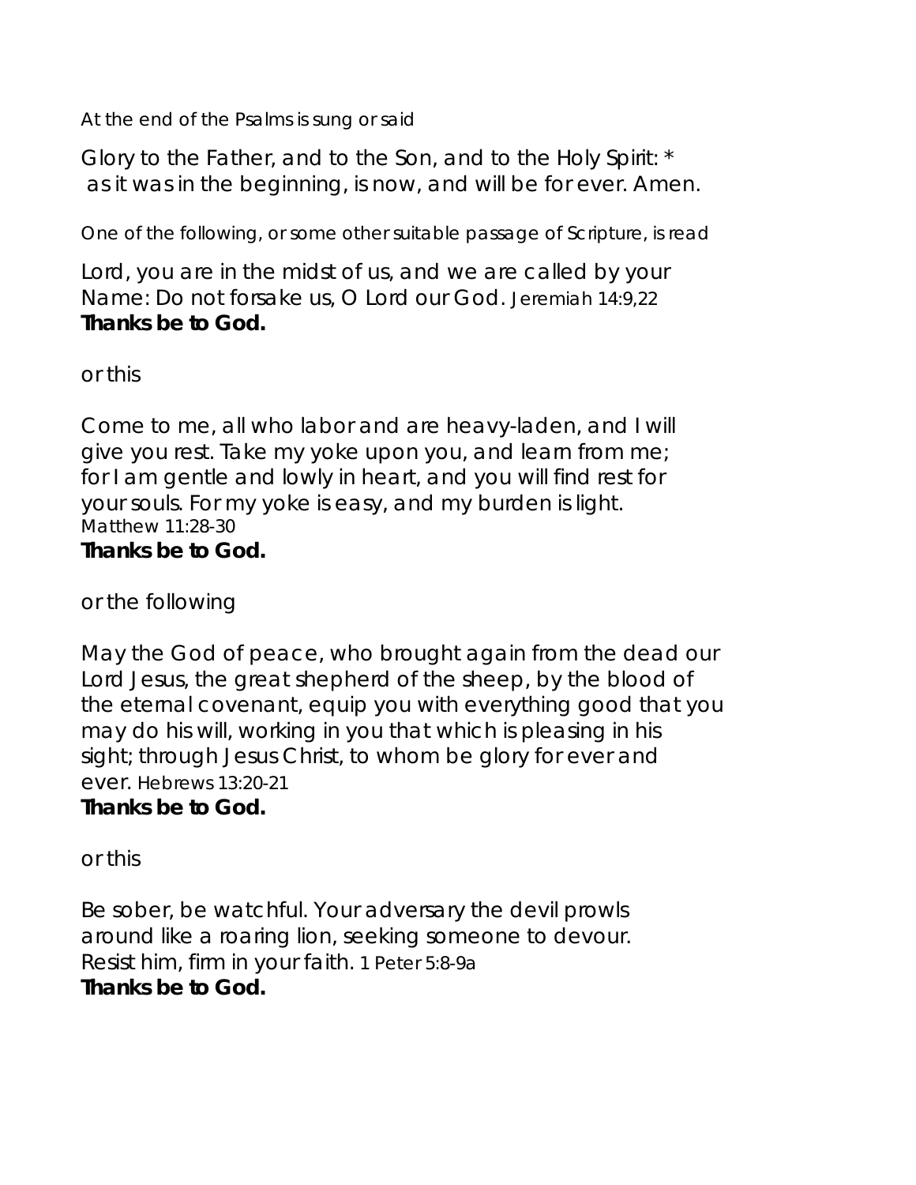*At the end of the Psalms is sung or said*

Glory to the Father, and to the Son, and to the Holy Spirit: *
as it was in the beginning, is now, and will be for ever. Amen.

*One of the following, or some other suitable passage of Scripture, is read*

Lord, you are in the midst of us, and we are called by your Name: Do not forsake us, O Lord our God. Jeremiah 14:9,22
**Thanks be to God.**

*or this*

Come to me, all who labor and are heavy-laden, and I will give you rest. Take my yoke upon you, and learn from me; for I am gentle and lowly in heart, and you will find rest for your souls. For my yoke is easy, and my burden is light.
Matthew 11:28-30
**Thanks be to God.**

*or the following*

May the God of peace, who brought again from the dead our Lord Jesus, the great shepherd of the sheep, by the blood of the eternal covenant, equip you with everything good that you may do his will, working in you that which is pleasing in his sight; through Jesus Christ, to whom be glory for ever and ever. Hebrews 13:20-21
**Thanks be to God.**

*or this*

Be sober, be watchful. Your adversary the devil prowls around like a roaring lion, seeking someone to devour. Resist him, firm in your faith. 1 Peter 5:8-9a
**Thanks be to God.**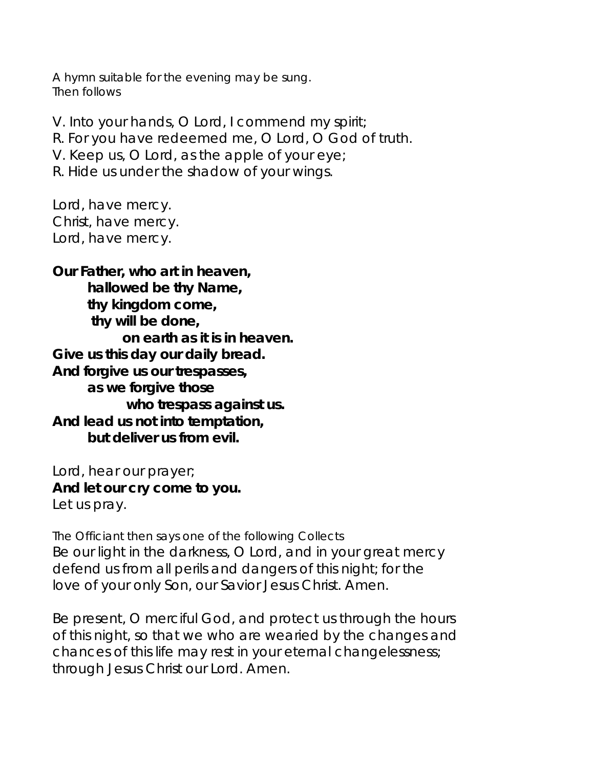*A hymn suitable for the evening may be sung.*
*Then follows*

V. Into your hands, O Lord, I commend my spirit;
R. For you have redeemed me, O Lord, O God of truth.
V. Keep us, O Lord, as the apple of your eye;
R. Hide us under the shadow of your wings.

Lord, have mercy.
Christ, have mercy.
Lord, have mercy.

**Our Father, who art in heaven,**
**hallowed be thy Name,**
**thy kingdom come,**
**thy will be done,**
**on earth as it is in heaven.**
**Give us this day our daily bread.**
**And forgive us our trespasses,**
**as we forgive those**
**who trespass against us.**
**And lead us not into temptation,**
**but deliver us from evil.**

Lord, hear our prayer;
**And let our cry come to you.**
Let us pray.

*The Officiant then says one of the following Collects*
Be our light in the darkness, O Lord, and in your great mercy defend us from all perils and dangers of this night; for the love of your only Son, our Savior Jesus Christ. Amen.

Be present, O merciful God, and protect us through the hours of this night, so that we who are wearied by the changes and chances of this life may rest in your eternal changelessness; through Jesus Christ our Lord. Amen.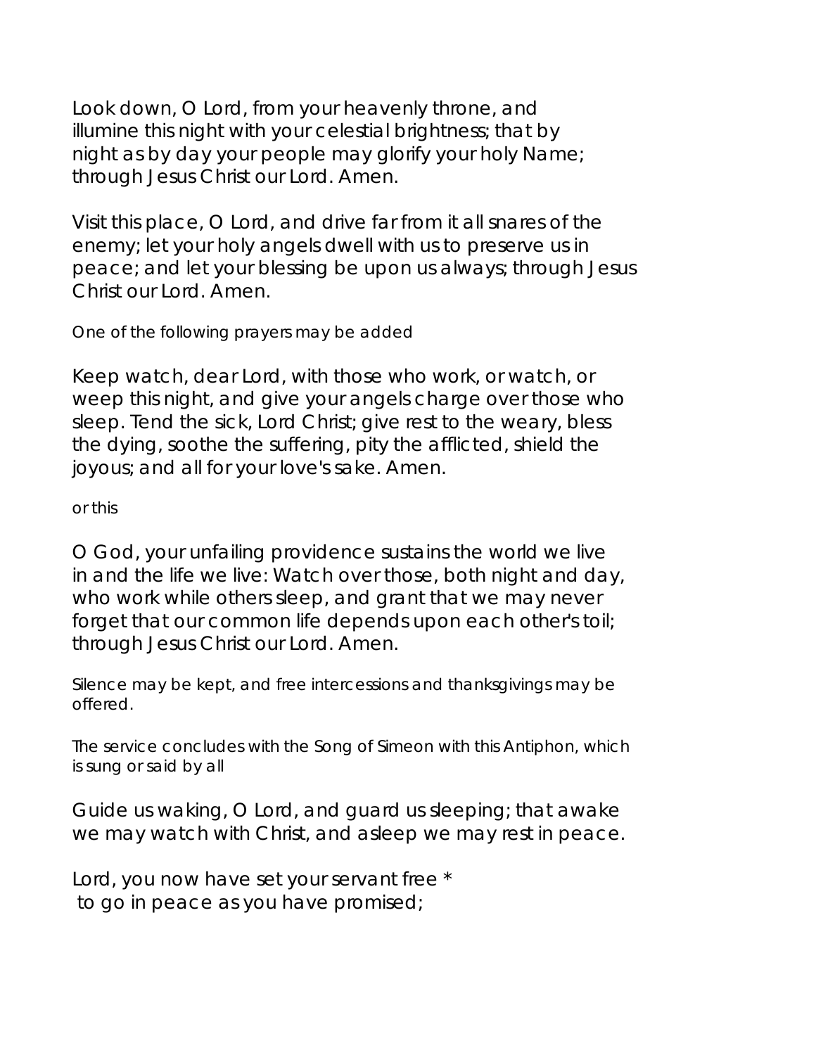Look down, O Lord, from your heavenly throne, and illumine this night with your celestial brightness; that by night as by day your people may glorify your holy Name; through Jesus Christ our Lord. Amen.

Visit this place, O Lord, and drive far from it all snares of the enemy; let your holy angels dwell with us to preserve us in peace; and let your blessing be upon us always; through Jesus Christ our Lord. Amen.

*One of the following prayers may be added*

Keep watch, dear Lord, with those who work, or watch, or weep this night, and give your angels charge over those who sleep. Tend the sick, Lord Christ; give rest to the weary, bless the dying, soothe the suffering, pity the afflicted, shield the joyous; and all for your love's sake. Amen.

*or this*

O God, your unfailing providence sustains the world we live in and the life we live: Watch over those, both night and day, who work while others sleep, and grant that we may never forget that our common life depends upon each other's toil; through Jesus Christ our Lord. Amen.

*Silence may be kept, and free intercessions and thanksgivings may be offered.*

*The service concludes with the Song of Simeon with this Antiphon, which is sung or said by all*

Guide us waking, O Lord, and guard us sleeping; that awake we may watch with Christ, and asleep we may rest in peace.

Lord, you now have set your servant free *
to go in peace as you have promised;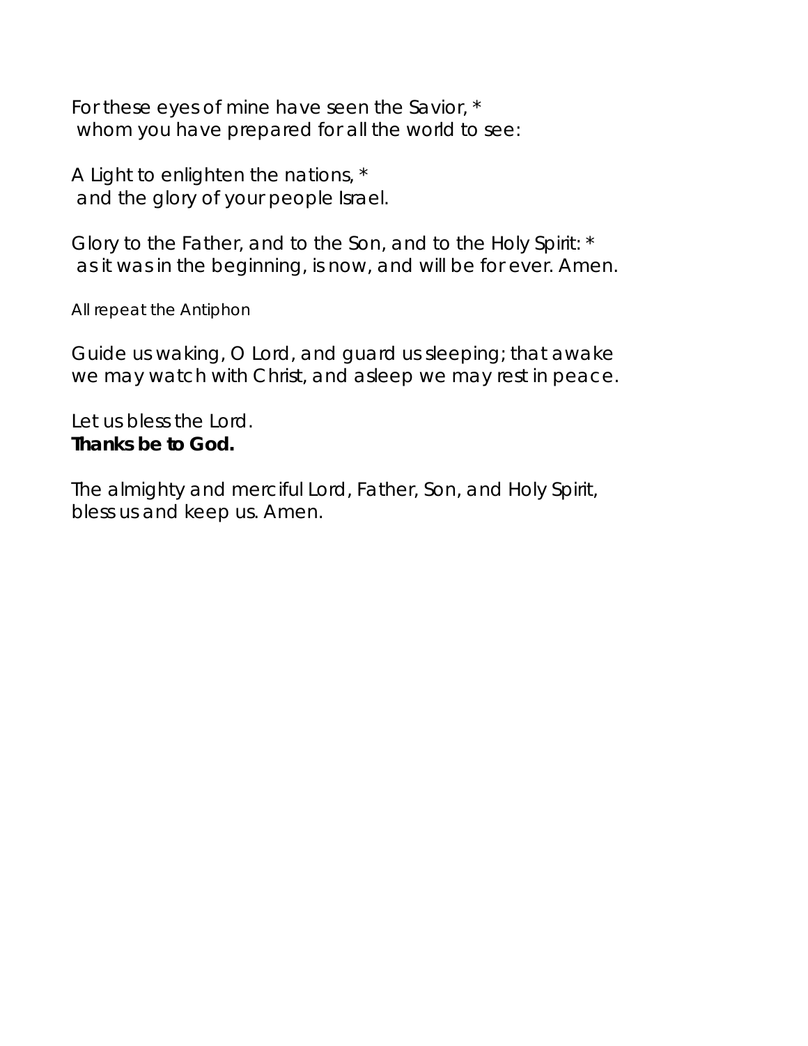For these eyes of mine have seen the Savior, *
whom you have prepared for all the world to see:

A Light to enlighten the nations, *
and the glory of your people Israel.

Glory to the Father, and to the Son, and to the Holy Spirit: *
as it was in the beginning, is now, and will be for ever. Amen.

All repeat the Antiphon

Guide us waking, O Lord, and guard us sleeping; that awake we may watch with Christ, and asleep we may rest in peace.

Let us bless the Lord.
**Thanks be to God.**

The almighty and merciful Lord, Father, Son, and Holy Spirit, bless us and keep us. Amen.